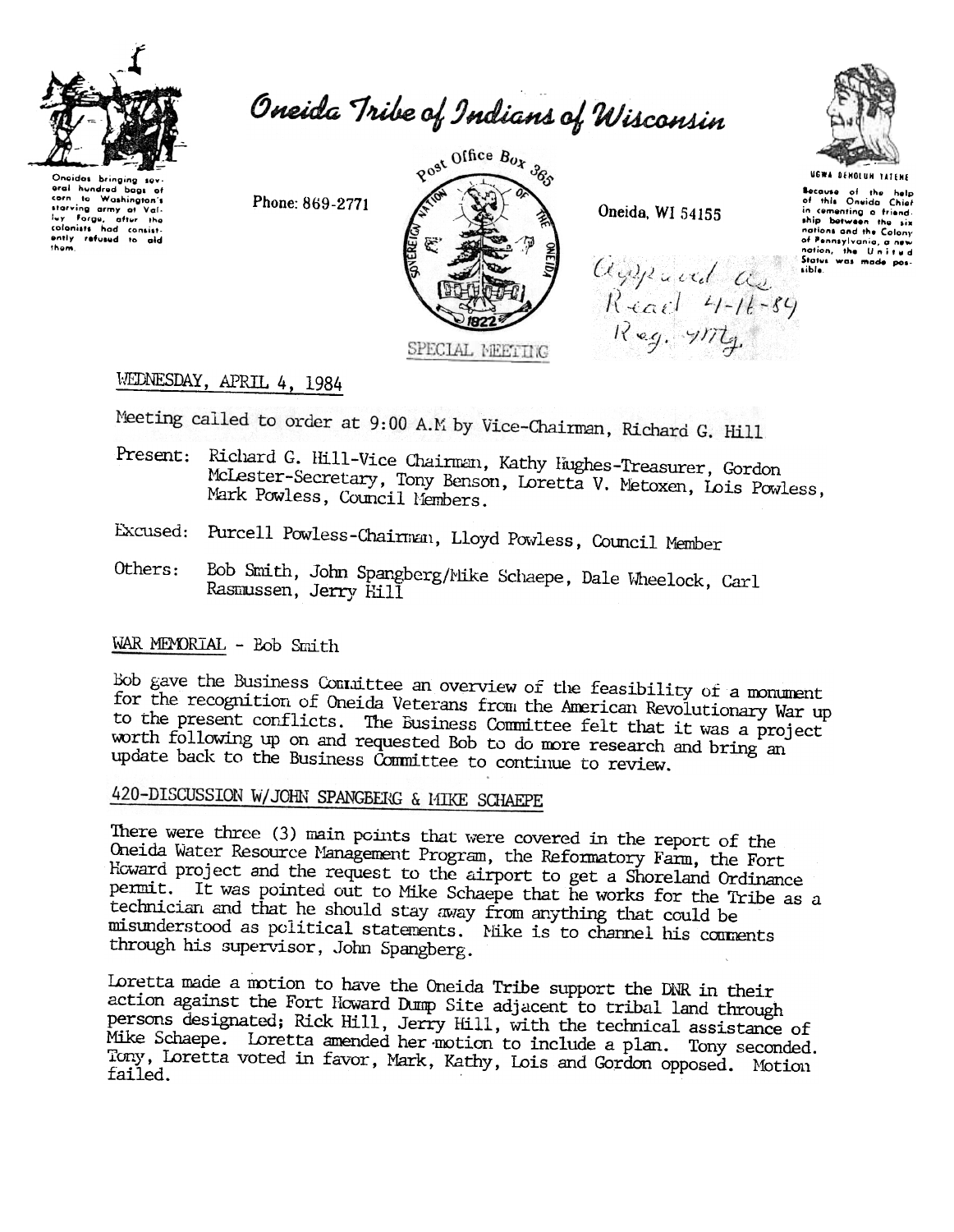# Oneida Tribe of Indians of Wisconsin

Oneidas bringing several hundred bags of corn to Washington's starving army at Valley Forge, after the colonists had consistently refused to aid them.

Phone: 869-2771

Post Office Box 365

Oneida, WI 54155

UGWA DEHOLUH YATEHE

Because of the help of this Oneida Chief in cementing a friendship between the six nations and the Colony of Pennsylvania, a new nation, the United States was made possible.

Approved As Read 4-11-84 Reg. mtg.

SPECIAL MEETING

WEDNESDAY, APRIL 4, 1984

Meeting called to order at 9:00 A.M by Vice-Chairman, Richard G. Hill

Present: Richard G. Hill-Vice Chairman, Kathy Hughes-Treasurer, Gordon McLester-Secretary, Tony Benson, Loretta V. Metoxen, Lois Powless, Mark Powless, Council Members.

Excused: Purcell Powless-Chairman, Lloyd Powless, Council Member

Others: Bob Smith, John Spangberg/Mike Schaepe, Dale Wheelock, Carl Rasmussen, Jerry Hill

## WAR MEMORIAL - Bob Smith

Bob gave the Business Committee an overview of the feasibility of a monument for the recognition of Oneida Veterans from the American Revolutionary War up to the present conflicts. The Business Committee felt that it was a project worth following up on and requested Bob to do more research and bring an update back to the Business Committee to continue to review.

## 420-DISCUSSION W/JOHN SPANGBERG & MIKE SCHAEPE

There were three (3) main points that were covered in the report of the Oneida Water Resource Management Program, the Reformatory Farm, the Fort Howard project and the request to the airport to get a Shoreland Ordinance permit. It was pointed out to Mike Schaepe that he works for the Tribe as a technician and that he should stay away from anything that could be misunderstood as political statements. Mike is to channel his comments through his supervisor, John Spangberg.

Loretta made a motion to have the Oneida Tribe support the DNR in their action against the Fort Howard Dump Site adjacent to tribal land through persons designated; Rick Hill, Jerry Hill, with the technical assistance of Mike Schaepe. Loretta amended her motion to include a plan. Tony seconded. Tony, Loretta voted in favor, Mark, Kathy, Lois and Gordon opposed. Motion failed.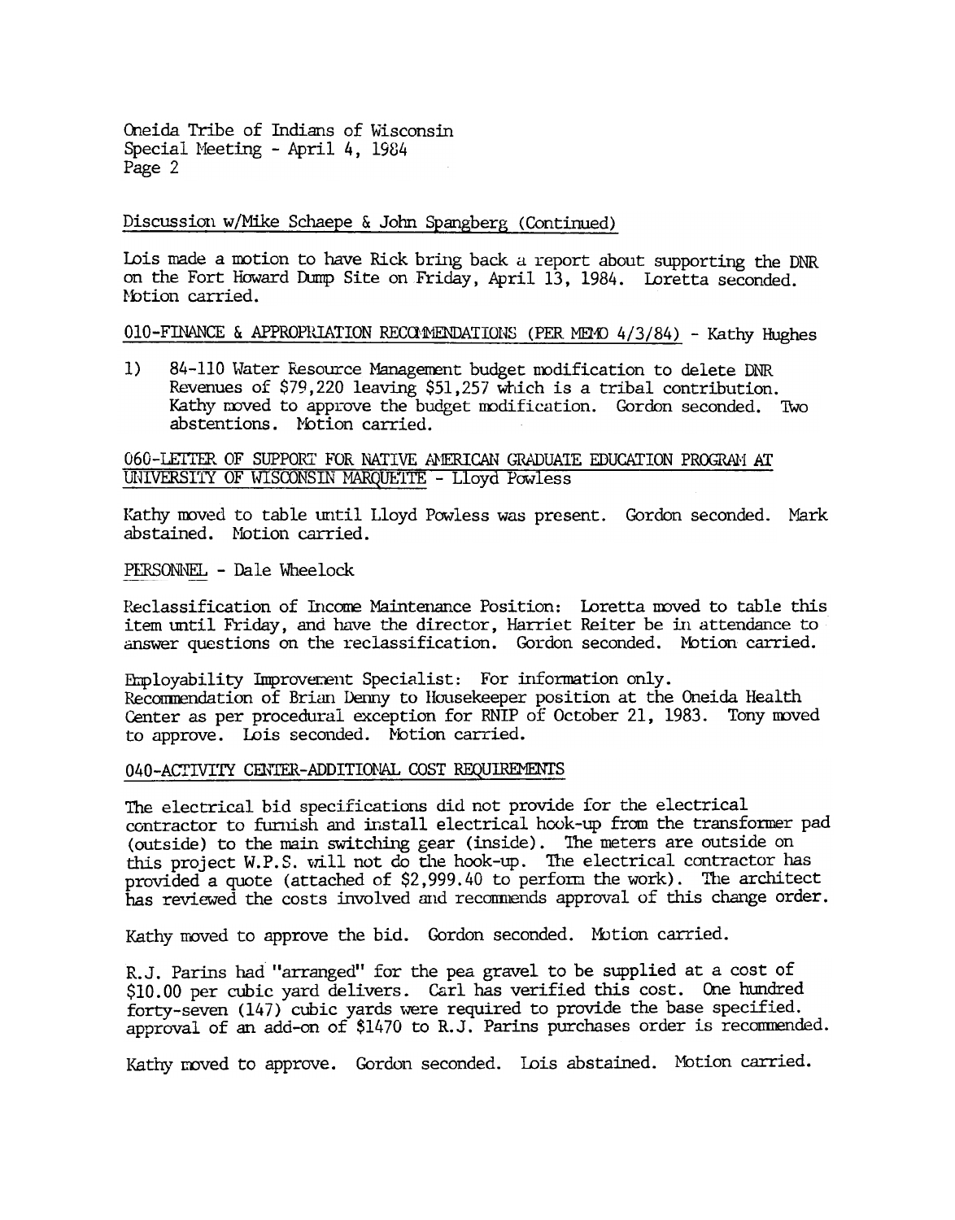Oneida Tribe of Indians of Wisconsin
Special Meeting - April 4, 1984
Page 2

Discussion w/Mike Schaepe & John Spangberg (Continued)

Lois made a motion to have Rick bring back a report about supporting the DNR on the Fort Howard Dump Site on Friday, April 13, 1984. Loretta seconded. Motion carried.

010-FINANCE & APPROPRIATION RECOMMENDATIONS (PER MEMO 4/3/84) - Kathy Hughes

1) 84-110 Water Resource Management budget modification to delete DNR Revenues of $79,220 leaving $51,257 which is a tribal contribution. Kathy moved to approve the budget modification. Gordon seconded. Two abstentions. Motion carried.

060-LETTER OF SUPPORT FOR NATIVE AMERICAN GRADUATE EDUCATION PROGRAM AT UNIVERSITY OF WISCONSIN MARQUETTE - Lloyd Powless

Kathy moved to table until Lloyd Powless was present. Gordon seconded. Mark abstained. Motion carried.

PERSONNEL - Dale Wheelock

Reclassification of Income Maintenance Position: Loretta moved to table this item until Friday, and have the director, Harriet Reiter be in attendance to answer questions on the reclassification. Gordon seconded. Motion carried.

Employability Improvement Specialist: For information only.
Recommendation of Brian Denny to Housekeeper position at the Oneida Health Center as per procedural exception for RNIP of October 21, 1983. Tony moved to approve. Lois seconded. Motion carried.

040-ACTIVITY CENTER-ADDITIONAL COST REQUIREMENTS

The electrical bid specifications did not provide for the electrical contractor to furnish and install electrical hook-up from the transformer pad (outside) to the main switching gear (inside). The meters are outside on this project W.P.S. will not do the hook-up. The electrical contractor has provided a quote (attached of $2,999.40 to perform the work). The architect has reviewed the costs involved and recommends approval of this change order.

Kathy moved to approve the bid. Gordon seconded. Motion carried.

R.J. Parins had "arranged" for the pea gravel to be supplied at a cost of $10.00 per cubic yard delivers. Carl has verified this cost. One hundred forty-seven (147) cubic yards were required to provide the base specified. approval of an add-on of $1470 to R.J. Parins purchases order is recommended.

Kathy moved to approve. Gordon seconded. Lois abstained. Motion carried.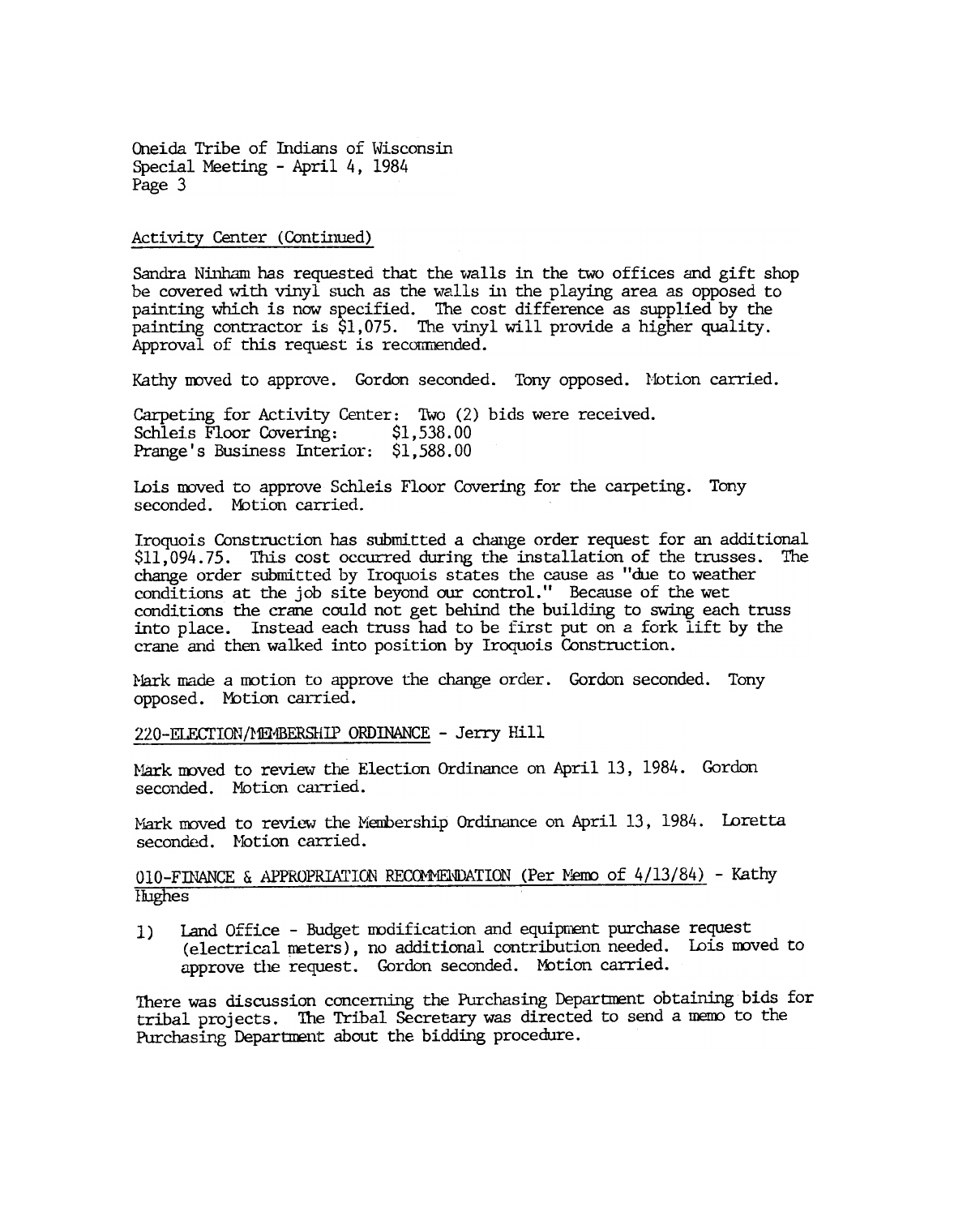Oneida Tribe of Indians of Wisconsin
Special Meeting - April 4, 1984

Activity Center (Continued)

Sandra Ninham has requested that the walls in the two offices and gift shop be covered with vinyl such as the walls in the playing area as opposed to painting which is now specified. The cost difference as supplied by the painting contractor is $1,075. The vinyl will provide a higher quality. Approval of this request is recommended.

Kathy moved to approve. Gordon seconded. Tony opposed. Motion carried.

Carpeting for Activity Center: Two (2) bids were received.
Schleis Floor Covering: $1,538.00
Prange's Business Interior: $1,588.00

Lois moved to approve Schleis Floor Covering for the carpeting. Tony seconded. Motion carried.

Iroquois Construction has submitted a change order request for an additional $11,094.75. This cost occurred during the installation of the trusses. The change order submitted by Iroquois states the cause as "due to weather conditions at the job site beyond our control." Because of the wet conditions the crane could not get behind the building to swing each truss into place. Instead each truss had to be first put on a fork lift by the crane and then walked into position by Iroquois Construction.

Mark made a motion to approve the change order. Gordon seconded. Tony opposed. Motion carried.

220-ELECTION/MEMBERSHIP ORDINANCE - Jerry Hill

Mark moved to review the Election Ordinance on April 13, 1984. Gordon seconded. Motion carried.

Mark moved to review the Membership Ordinance on April 13, 1984. Loretta seconded. Motion carried.

010-FINANCE & APPROPRIATION RECOMMENDATION (Per Memo of 4/13/84) - Kathy Hughes

1) Land Office - Budget modification and equipment purchase request (electrical meters), no additional contribution needed. Lois moved to approve the request. Gordon seconded. Motion carried.

There was discussion concerning the Purchasing Department obtaining bids for tribal projects. The Tribal Secretary was directed to send a memo to the Purchasing Department about the bidding procedure.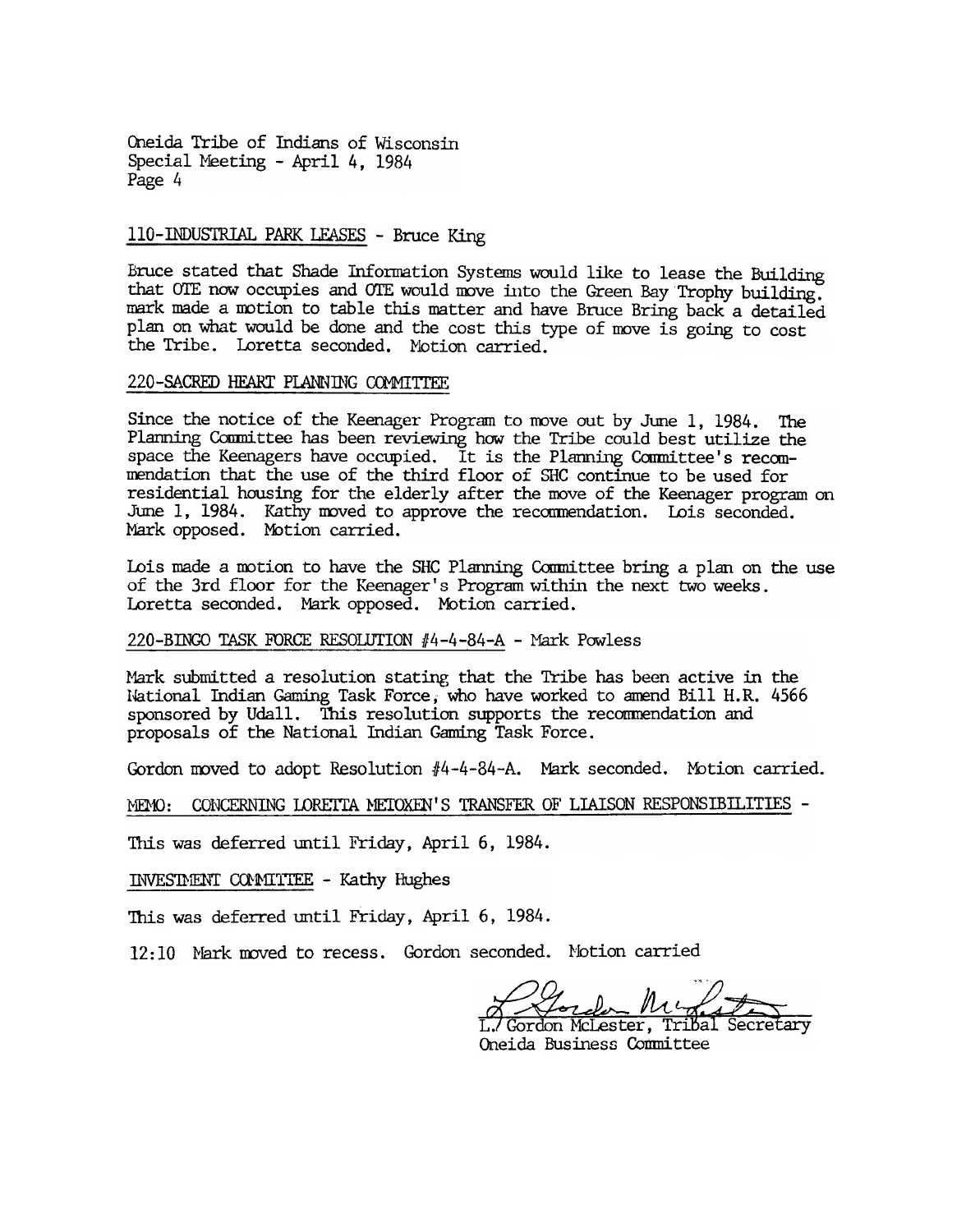Oneida Tribe of Indians of Wisconsin
Special Meeting - April 4, 1984
Page 4

110-INDUSTRIAL PARK LEASES - Bruce King

Bruce stated that Shade Information Systems would like to lease the Building that OTE now occupies and OTE would move into the Green Bay Trophy building. mark made a motion to table this matter and have Bruce Bring back a detailed plan on what would be done and the cost this type of move is going to cost the Tribe. Loretta seconded. Motion carried.

220-SACRED HEART PLANNING COMMITTEE

Since the notice of the Keenager Program to move out by June 1, 1984. The Planning Committee has been reviewing how the Tribe could best utilize the space the Keenagers have occupied. It is the Planning Committee's recommendation that the use of the third floor of SHC continue to be used for residential housing for the elderly after the move of the Keenager program on June 1, 1984. Kathy moved to approve the recommendation. Lois seconded. Mark opposed. Motion carried.

Lois made a motion to have the SHC Planning Committee bring a plan on the use of the 3rd floor for the Keenager's Program within the next two weeks. Loretta seconded. Mark opposed. Motion carried.

220-BINGO TASK FORCE RESOLUTION #4-4-84-A - Mark Powless

Mark submitted a resolution stating that the Tribe has been active in the National Indian Gaming Task Force, who have worked to amend Bill H.R. 4566 sponsored by Udall. This resolution supports the recommendation and proposals of the National Indian Gaming Task Force.

Gordon moved to adopt Resolution #4-4-84-A. Mark seconded. Motion carried.

MEMO: CONCERNING LORETTA METOXEN'S TRANSFER OF LIAISON RESPONSIBILITIES -

This was deferred until Friday, April 6, 1984.

INVESTMENT COMMITTEE - Kathy Hughes

This was deferred until Friday, April 6, 1984.

12:10 Mark moved to recess. Gordon seconded. Motion carried

L. Gordon McLester, Tribal Secretary
Oneida Business Committee